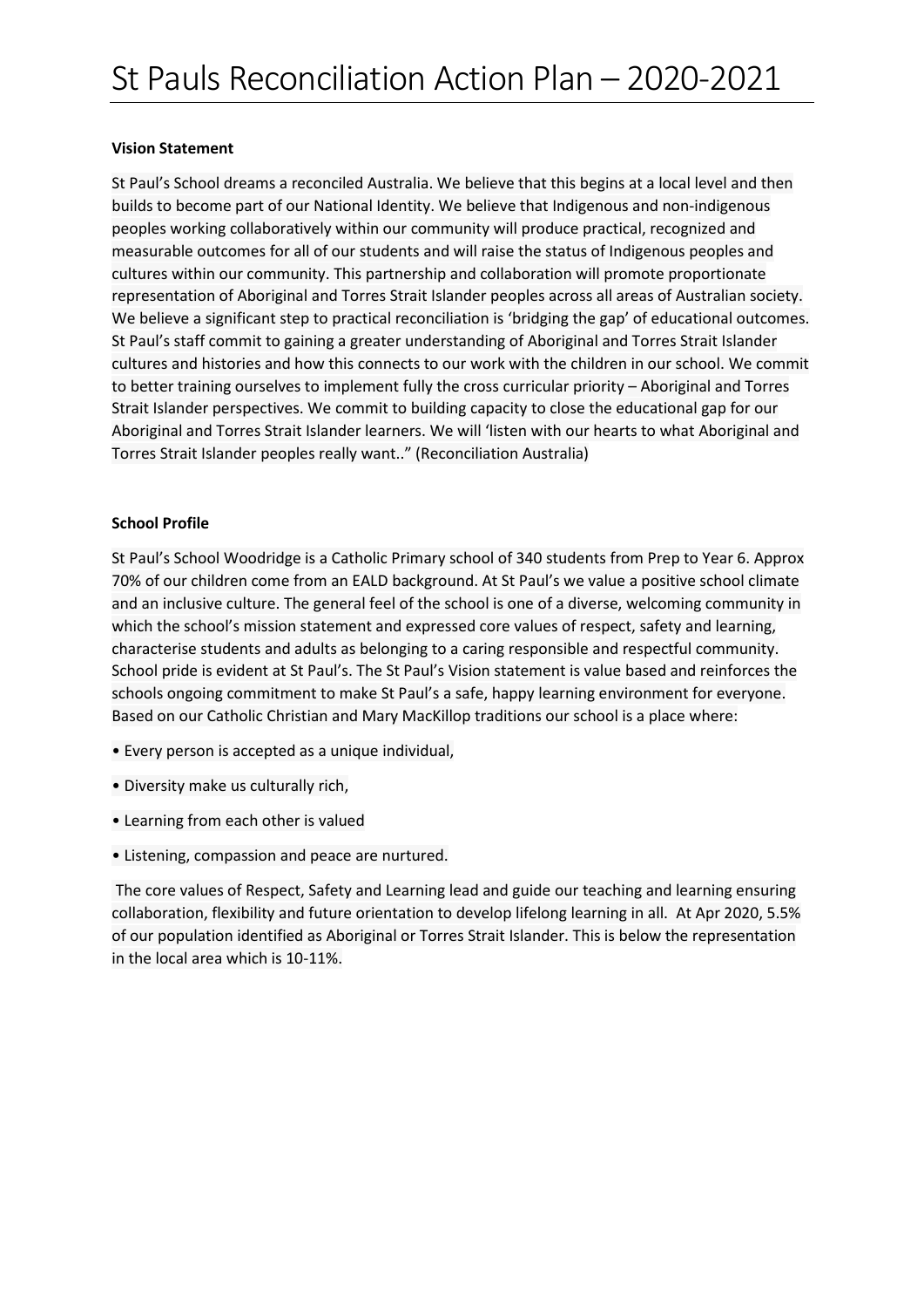# St Pauls Reconciliation Action Plan – 2020-2021

**Vision Statement**

St Paul's School dreams a reconciled Australia. We believe that this begins at a local level and then builds to become part of our National Identity. We believe that Indigenous and non-indigenous peoples working collaboratively within our community will produce practical, recognized and measurable outcomes for all of our students and will raise the status of Indigenous peoples and cultures within our community. This partnership and collaboration will promote proportionate representation of Aboriginal and Torres Strait Islander peoples across all areas of Australian society. We believe a significant step to practical reconciliation is 'bridging the gap' of educational outcomes. St Paul's staff commit to gaining a greater understanding of Aboriginal and Torres Strait Islander cultures and histories and how this connects to our work with the children in our school. We commit to better training ourselves to implement fully the cross curricular priority – Aboriginal and Torres Strait Islander perspectives. We commit to building capacity to close the educational gap for our Aboriginal and Torres Strait Islander learners. We will 'listen with our hearts to what Aboriginal and Torres Strait Islander peoples really want.." (Reconciliation Australia)

**School Profile**

St Paul's School Woodridge is a Catholic Primary school of 340 students from Prep to Year 6. Approx 70% of our children come from an EALD background. At St Paul's we value a positive school climate and an inclusive culture. The general feel of the school is one of a diverse, welcoming community in which the school's mission statement and expressed core values of respect, safety and learning, characterise students and adults as belonging to a caring responsible and respectful community. School pride is evident at St Paul's. The St Paul's Vision statement is value based and reinforces the schools ongoing commitment to make St Paul's a safe, happy learning environment for everyone. Based on our Catholic Christian and Mary MacKillop traditions our school is a place where:

- Every person is accepted as a unique individual,
- Diversity make us culturally rich,
- Learning from each other is valued
- Listening, compassion and peace are nurtured.

The core values of Respect, Safety and Learning lead and guide our teaching and learning ensuring collaboration, flexibility and future orientation to develop lifelong learning in all. At Apr 2020, 5.5% of our population identified as Aboriginal or Torres Strait Islander. This is below the representation in the local area which is 10-11%.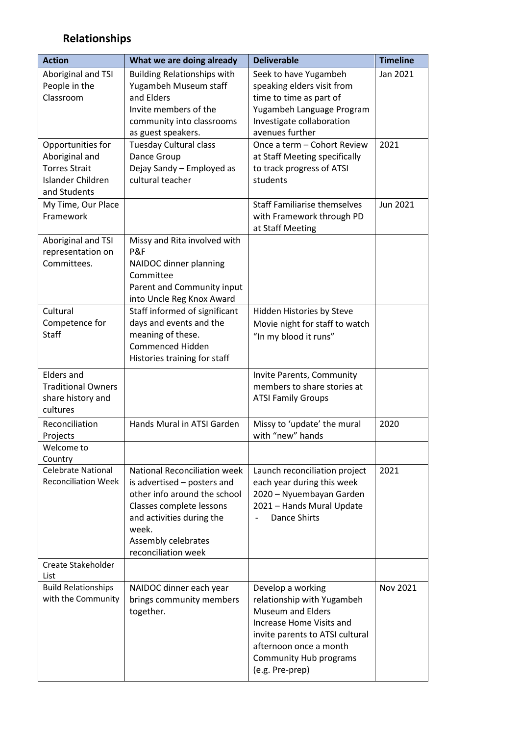## Relationships

| Action | What we are doing already | Deliverable | Timeline |
|---|---|---|---|
| Aboriginal and TSI People in the Classroom | Building Relationships with Yugambeh Museum staff and Elders<br>Invite members of the community into classrooms as guest speakers. | Seek to have Yugambeh speaking elders visit from time to time as part of Yugambeh Language Program<br>Investigate collaboration avenues further | Jan 2021 |
| Opportunities for Aboriginal and Torres Strait Islander Children and Students | Tuesday Cultural class<br>Dance Group<br>Dejay Sandy – Employed as cultural teacher | Once a term – Cohort Review at Staff Meeting specifically to track progress of ATSI students | 2021 |
| My Time, Our Place Framework | | Staff Familiarise themselves with Framework through PD at Staff Meeting | Jun 2021 |
| Aboriginal and TSI representation on Committees. | Missy and Rita involved with P&F<br>NAIDOC dinner planning Committee<br>Parent and Community input into Uncle Reg Knox Award | | |
| Cultural Competence for Staff | Staff informed of significant days and events and the meaning of these.<br>Commenced Hidden Histories training for staff | Hidden Histories by Steve<br>Movie night for staff to watch "In my blood it runs" | |
| Elders and Traditional Owners share history and cultures | | Invite Parents, Community members to share stories at ATSI Family Groups | |
| Reconciliation Projects | Hands Mural in ATSI Garden | Missy to 'update' the mural with "new" hands | 2020 |
| Welcome to Country | | | |
| Celebrate National Reconciliation Week | National Reconciliation week is advertised – posters and other info around the school<br>Classes complete lessons and activities during the week.<br>Assembly celebrates reconciliation week | Launch reconciliation project each year during this week<br>2020 – Nyuembayan Garden<br>2021 – Hands Mural Update<br>- Dance Shirts | 2021 |
| Create Stakeholder List | | | |
| Build Relationships with the Community | NAIDOC dinner each year brings community members together. | Develop a working relationship with Yugambeh Museum and Elders<br>Increase Home Visits and invite parents to ATSI cultural afternoon once a month<br>Community Hub programs (e.g. Pre-prep) | Nov 2021 |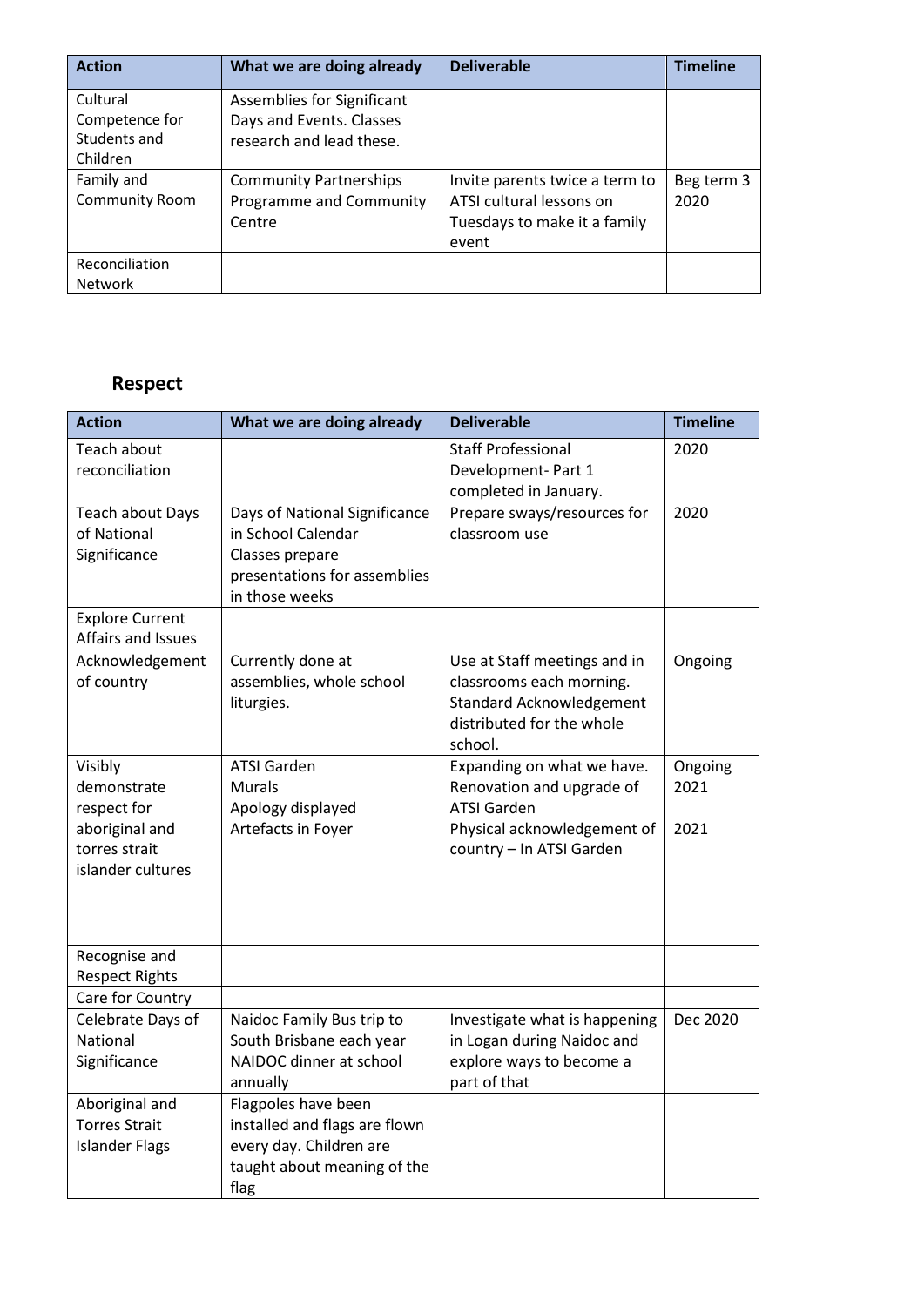| Action | What we are doing already | Deliverable | Timeline |
| --- | --- | --- | --- |
| Cultural Competence for Students and Children | Assemblies for Significant Days and Events. Classes research and lead these. | | |
| Family and Community Room | Community Partnerships Programme and Community Centre | Invite parents twice a term to ATSI cultural lessons on Tuesdays to make it a family event | Beg term 3 2020 |
| Reconciliation Network | | | |

## Respect

| Action | What we are doing already | Deliverable | Timeline |
| --- | --- | --- | --- |
| Teach about reconciliation | | Staff Professional Development- Part 1 completed in January. | 2020 |
| Teach about Days of National Significance | Days of National Significance in School Calendar<br>Classes prepare presentations for assemblies in those weeks | Prepare sways/resources for classroom use | 2020 |
| Explore Current Affairs and Issues | | | |
| Acknowledgement of country | Currently done at assemblies, whole school liturgies. | Use at Staff meetings and in classrooms each morning. Standard Acknowledgement distributed for the whole school. | Ongoing |
| Visibly demonstrate respect for aboriginal and torres strait islander cultures | ATSI Garden<br>Murals<br>Apology displayed<br>Artefacts in Foyer | Expanding on what we have.<br>Renovation and upgrade of ATSI Garden<br>Physical acknowledgement of country – In ATSI Garden | Ongoing<br>2021<br><br>2021 |
| Recognise and Respect Rights | | | |
| Care for Country | | | |
| Celebrate Days of National Significance | Naidoc Family Bus trip to South Brisbane each year<br>NAIDOC dinner at school annually | Investigate what is happening in Logan during Naidoc and explore ways to become a part of that | Dec 2020 |
| Aboriginal and Torres Strait Islander Flags | Flagpoles have been installed and flags are flown every day. Children are taught about meaning of the flag | | |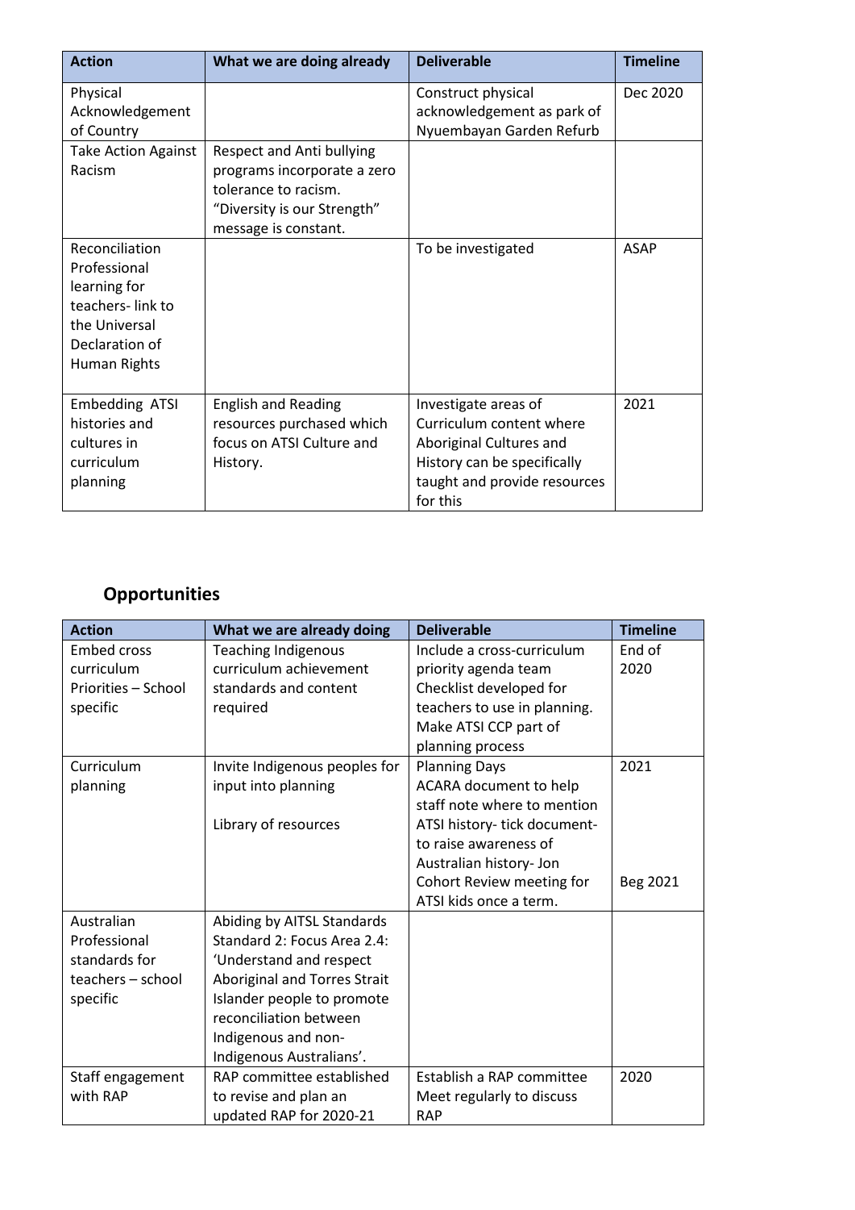| Action | What we are doing already | Deliverable | Timeline |
|---|---|---|---|
| Physical Acknowledgement of Country | | Construct physical acknowledgement as park of Nyuembayan Garden Refurb | Dec 2020 |
| Take Action Against Racism | Respect and Anti bullying programs incorporate a zero tolerance to racism. "Diversity is our Strength" message is constant. | | |
| Reconciliation Professional learning for teachers- link to the Universal Declaration of Human Rights | | To be investigated | ASAP |
| Embedding ATSI histories and cultures in curriculum planning | English and Reading resources purchased which focus on ATSI Culture and History. | Investigate areas of Curriculum content where Aboriginal Cultures and History can be specifically taught and provide resources for this | 2021 |

## Opportunities

| Action | What we are already doing | Deliverable | Timeline |
|---|---|---|---|
| Embed cross curriculum Priorities – School specific | Teaching Indigenous curriculum achievement standards and content required | Include a cross-curriculum priority agenda team Checklist developed for teachers to use in planning. Make ATSI CCP part of planning process | End of 2020 |
| Curriculum planning | Invite Indigenous peoples for input into planning<br><br>Library of resources | Planning Days<br>ACARA document to help staff note where to mention ATSI history- tick document- to raise awareness of Australian history- Jon<br>Cohort Review meeting for ATSI kids once a term. | 2021<br><br><br><br><br>Beg 2021 |
| Australian Professional standards for teachers – school specific | Abiding by AITSL Standards Standard 2: Focus Area 2.4: 'Understand and respect Aboriginal and Torres Strait Islander people to promote reconciliation between Indigenous and non-Indigenous Australians'. | | |
| Staff engagement with RAP | RAP committee established to revise and plan an updated RAP for 2020-21 | Establish a RAP committee Meet regularly to discuss RAP | 2020 |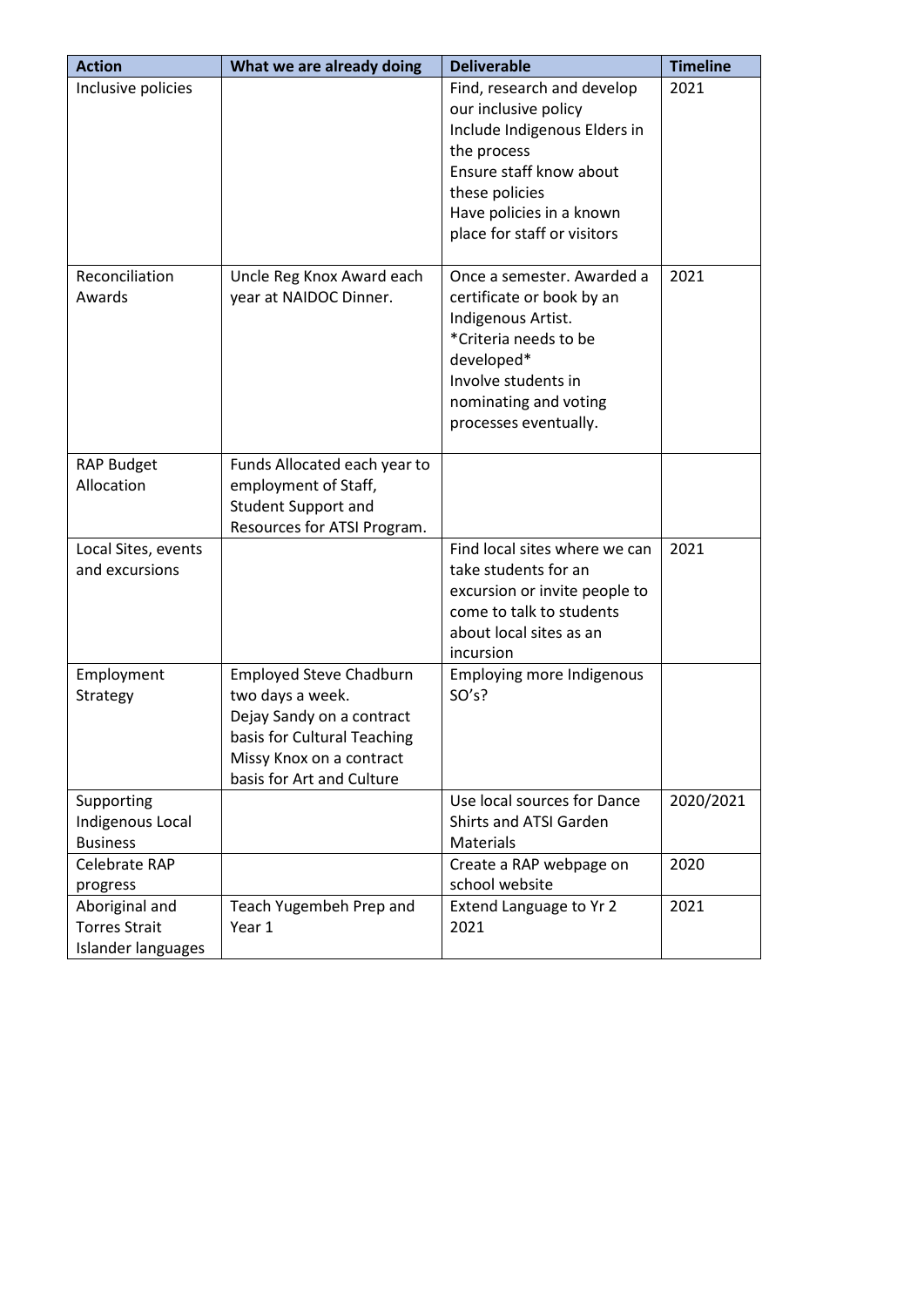| Action | What we are already doing | Deliverable | Timeline |
|---|---|---|---|
| Inclusive policies | | Find, research and develop our inclusive policy<br>Include Indigenous Elders in the process<br>Ensure staff know about these policies<br>Have policies in a known place for staff or visitors | 2021 |
| Reconciliation Awards | Uncle Reg Knox Award each year at NAIDOC Dinner. | Once a semester. Awarded a certificate or book by an Indigenous Artist.<br>*Criteria needs to be developed*<br>Involve students in nominating and voting processes eventually. | 2021 |
| RAP Budget Allocation | Funds Allocated each year to employment of Staff, Student Support and Resources for ATSI Program. | | |
| Local Sites, events and excursions | | Find local sites where we can take students for an excursion or invite people to come to talk to students about local sites as an incursion | 2021 |
| Employment Strategy | Employed Steve Chadburn two days a week.<br>Dejay Sandy on a contract basis for Cultural Teaching<br>Missy Knox on a contract basis for Art and Culture | Employing more Indigenous SO's? | |
| Supporting Indigenous Local Business | | Use local sources for Dance Shirts and ATSI Garden Materials | 2020/2021 |
| Celebrate RAP progress | | Create a RAP webpage on school website | 2020 |
| Aboriginal and Torres Strait Islander languages | Teach Yugembeh Prep and Year 1 | Extend Language to Yr 2 2021 | 2021 |